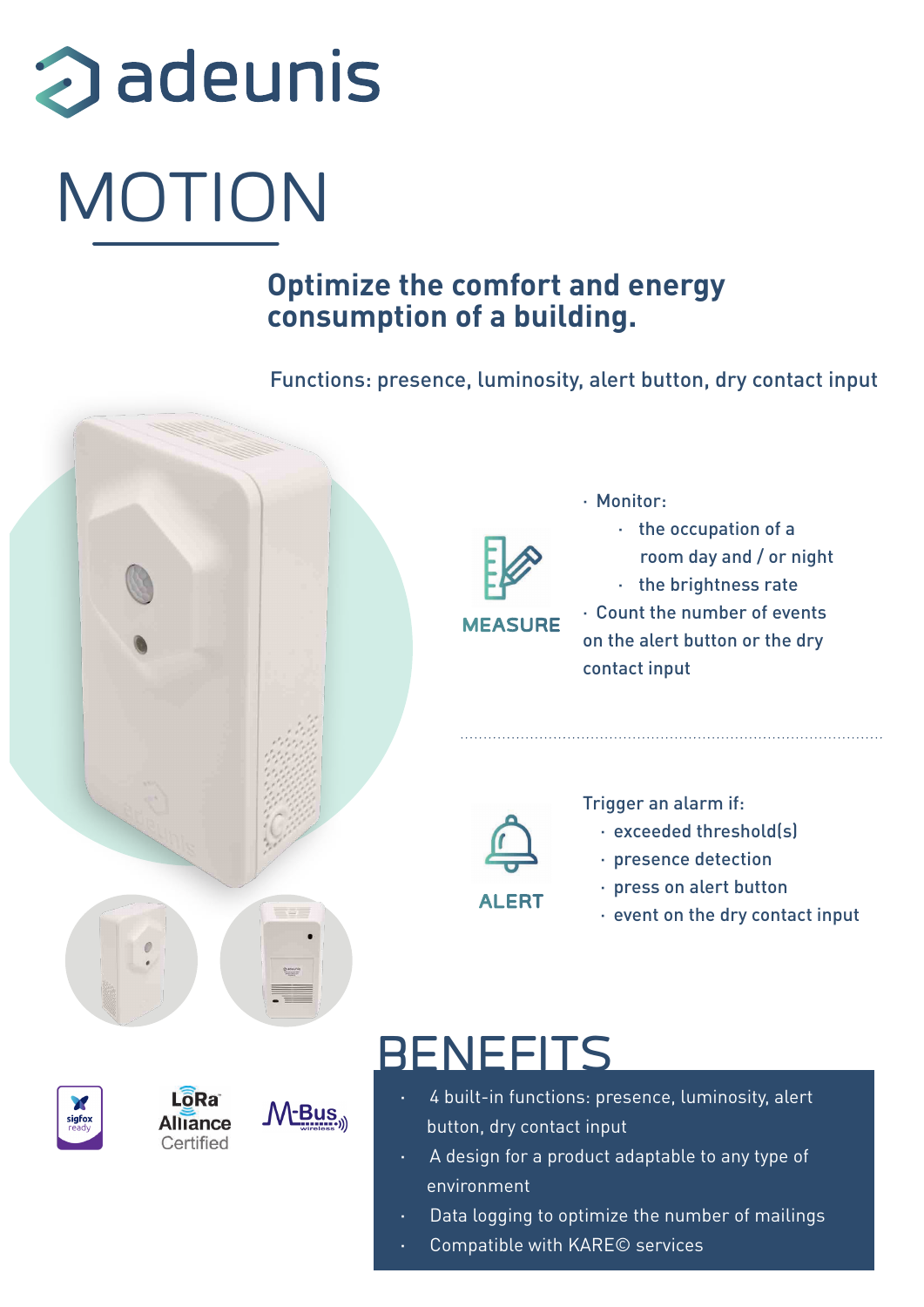adeunis

# MOTION

## Optimize the comfort and energy consumption of a building.

Functions: presence, luminosity, alert button, dry contact input

### MEASURE

- Monitor:
  - the occupation of a room day and / or night
  - the brightness rate
- Count the number of events on the alert button or the dry contact input

### ALERT

Trigger an alarm if:

- exceeded threshold(s)
- presence detection
- press on alert button
- event on the dry contact input

sigfox ready

LoRa Alliance Certified

M-Bus wireless

# BENEFITS

- 4 built-in functions: presence, luminosity, alert button, dry contact input
- A design for a product adaptable to any type of environment
- Data logging to optimize the number of mailings
- Compatible with KARE© services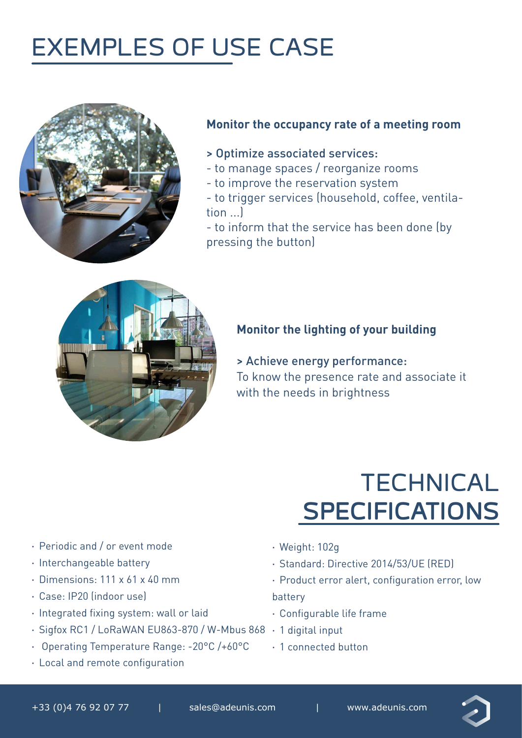# EXEMPLES OF USE CASE

**Monitor the occupancy rate of a meeting room**

> Optimize associated services:
- to manage spaces / reorganize rooms
- to improve the reservation system
- to trigger services (household, coffee, ventilation ...)
- to inform that the service has been done (by pressing the button)

**Monitor the lighting of your building**

> Achieve energy performance:
To know the presence rate and associate it with the needs in brightness

# TECHNICAL SPECIFICATIONS

- Periodic and / or event mode
- Interchangeable battery
- Dimensions: 111 x 61 x 40 mm
- Case: IP20 (indoor use)
- Integrated fixing system: wall or laid
- Sigfox RC1 / LoRaWAN EU863-870 / W-Mbus 868
- Operating Temperature Range: -20°C /+60°C
- Local and remote configuration
- Weight: 102g
- Standard: Directive 2014/53/UE (RED)
- Product error alert, configuration error, low battery
- Configurable life frame
- 1 digital input
- 1 connected button

+33 (0)4 76 92 07 77 | sales@adeunis.com | www.adeunis.com